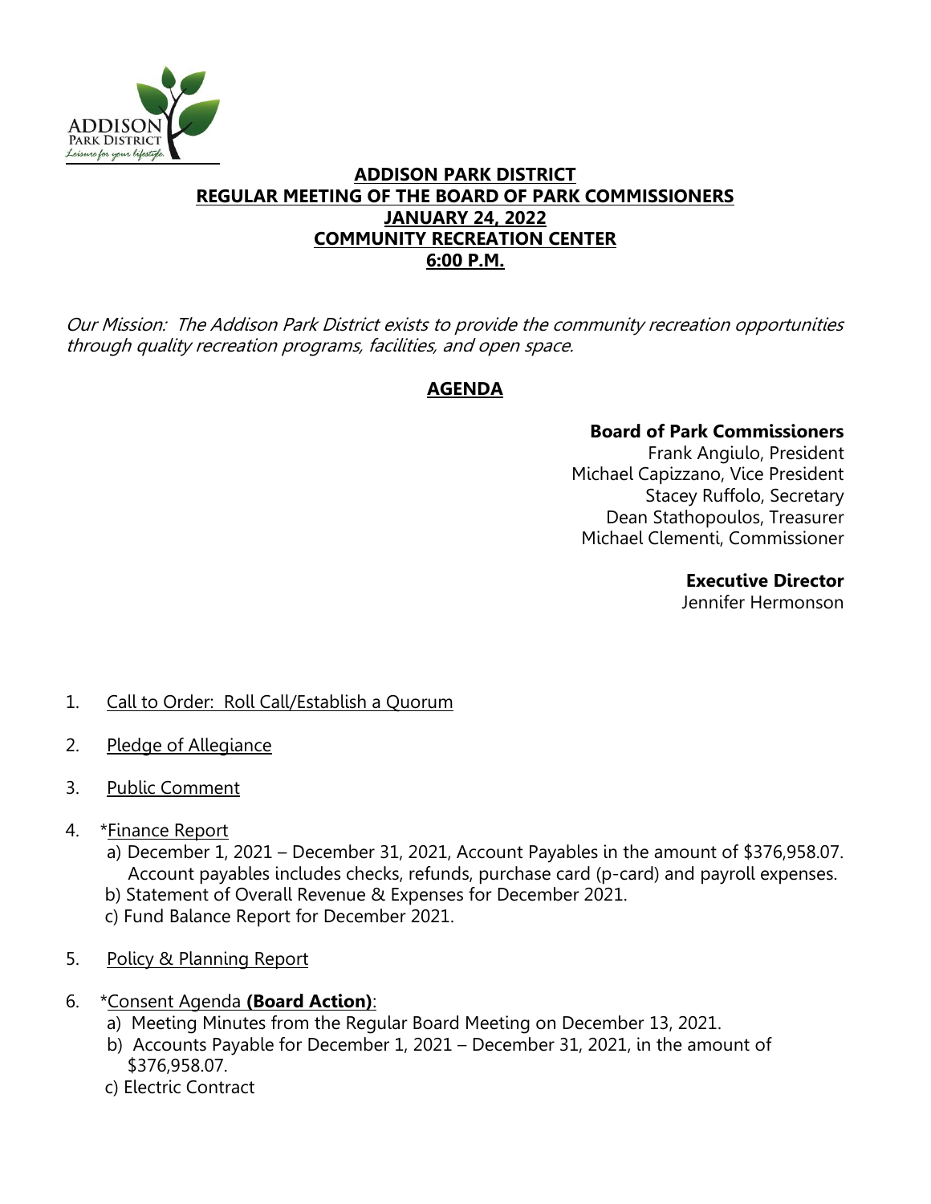ADDISON PARK DISTRICT
*Leisure for your lifestyle.*

# ADDISON PARK DISTRICT
## REGULAR MEETING OF THE BOARD OF PARK COMMISSIONERS
## JANUARY 24, 2022
## COMMUNITY RECREATION CENTER
## 6:00 P.M.

*Our Mission: The Addison Park District exists to provide the community recreation opportunities through quality recreation programs, facilities, and open space.*

## AGENDA

**Board of Park Commissioners**
Frank Angiulo, President
Michael Capizzano, Vice President
Stacey Ruffolo, Secretary
Dean Stathopoulos, Treasurer
Michael Clementi, Commissioner

**Executive Director**
Jennifer Hermonson

1. Call to Order: Roll Call/Establish a Quorum

2. Pledge of Allegiance

3. Public Comment

4. *Finance Report
   a) December 1, 2021 – December 31, 2021, Account Payables in the amount of $376,958.07. Account payables includes checks, refunds, purchase card (p-card) and payroll expenses.
   b) Statement of Overall Revenue & Expenses for December 2021.
   c) Fund Balance Report for December 2021.

5. Policy & Planning Report

6. *Consent Agenda **(Board Action)**:
   a) Meeting Minutes from the Regular Board Meeting on December 13, 2021.
   b) Accounts Payable for December 1, 2021 – December 31, 2021, in the amount of $376,958.07.
   c) Electric Contract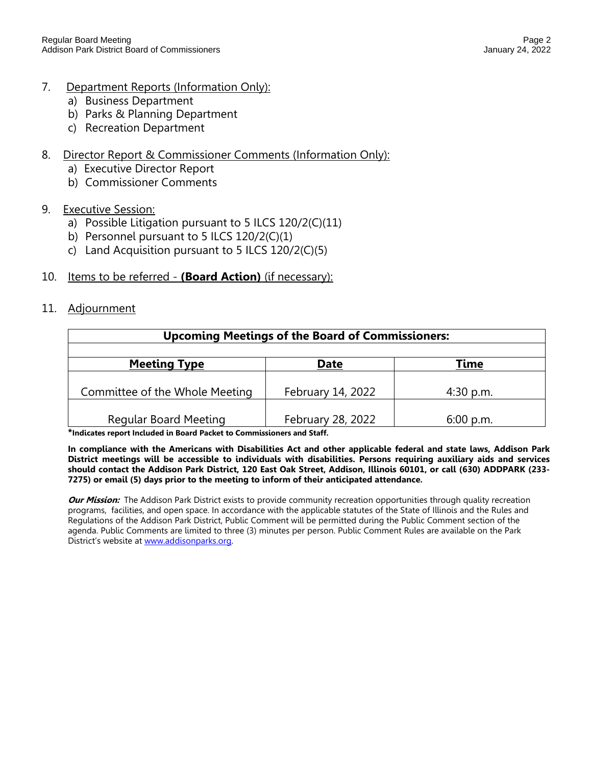7. <u>Department Reports (Information Only):</u>
   a) Business Department
   b) Parks & Planning Department
   c) Recreation Department

8. <u>Director Report & Commissioner Comments (Information Only):</u>
   a) Executive Director Report
   b) Commissioner Comments

9. <u>Executive Session:</u>
   a) Possible Litigation pursuant to 5 ILCS 120/2(C)(11)
   b) Personnel pursuant to 5 ILCS 120/2(C)(1)
   c) Land Acquisition pursuant to 5 ILCS 120/2(C)(5)

10. <u>Items to be referred - **(Board Action)** (if necessary):</u>

11. <u>Adjournment</u>

| **Upcoming Meetings of the Board of Commissioners:** | | |
|---|---|---|
| **Meeting Type** | **Date** | **Time** |
| Committee of the Whole Meeting | February 14, 2022 | 4:30 p.m. |
| Regular Board Meeting | February 28, 2022 | 6:00 p.m. |

**\*Indicates report Included in Board Packet to Commissioners and Staff.**

**In compliance with the Americans with Disabilities Act and other applicable federal and state laws, Addison Park District meetings will be accessible to individuals with disabilities. Persons requiring auxiliary aids and services should contact the Addison Park District, 120 East Oak Street, Addison, Illinois 60101, or call (630) ADDPARK (233-7275) or email (5) days prior to the meeting to inform of their anticipated attendance.**

***Our Mission:*** The Addison Park District exists to provide community recreation opportunities through quality recreation programs, facilities, and open space. In accordance with the applicable statutes of the State of Illinois and the Rules and Regulations of the Addison Park District, Public Comment will be permitted during the Public Comment section of the agenda. Public Comments are limited to three (3) minutes per person. Public Comment Rules are available on the Park District's website at www.addisonparks.org.